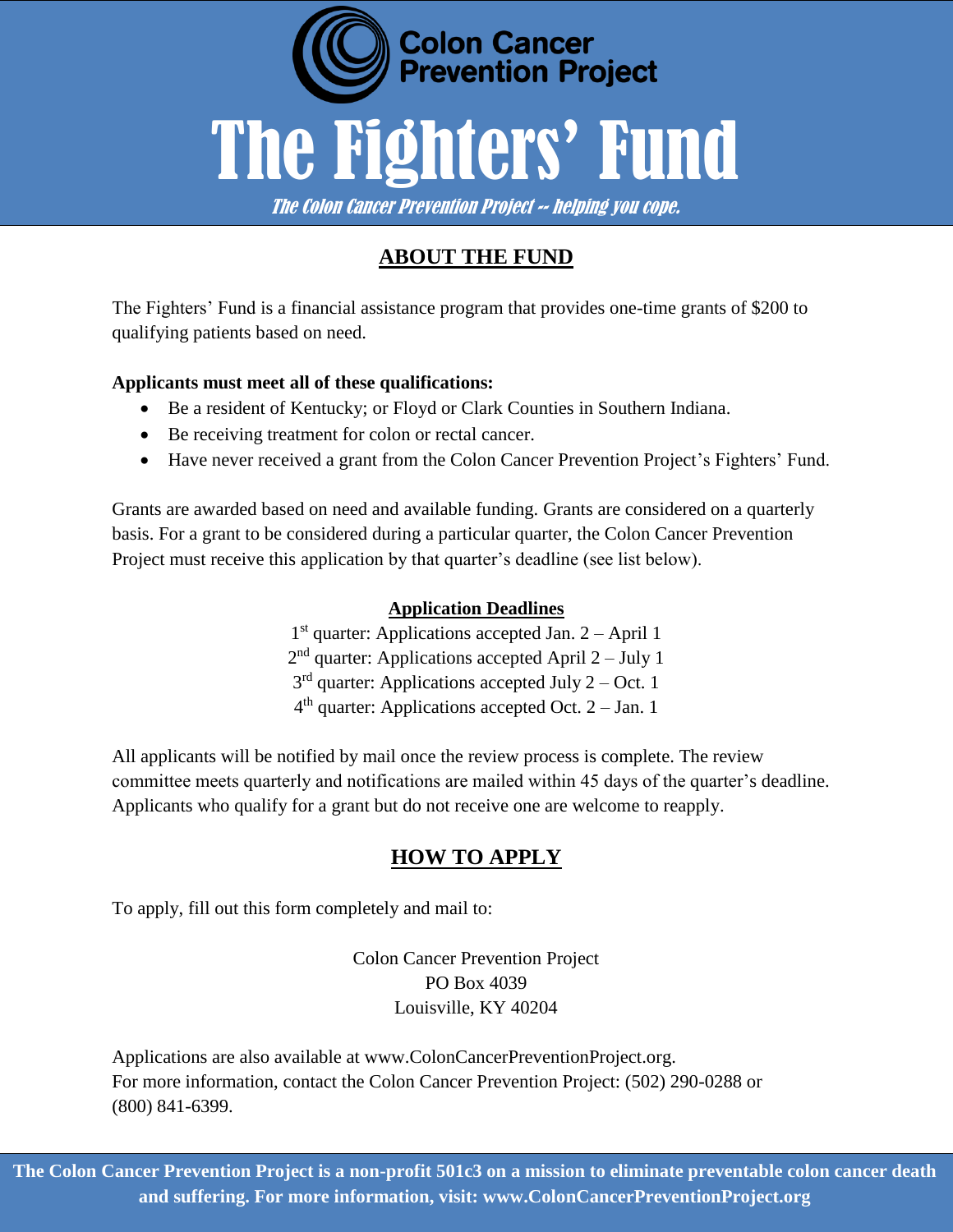# Colon Cancer Prevention Project

# The Fighters' Fund

*The Colon Cancer Prevention Project -- helping you cope.*

## ABOUT THE FUND

The Fighters' Fund is a financial assistance program that provides one-time grants of $200 to qualifying patients based on need.

**Applicants must meet all of these qualifications:**

- Be a resident of Kentucky; or Floyd or Clark Counties in Southern Indiana.
- Be receiving treatment for colon or rectal cancer.
- Have never received a grant from the Colon Cancer Prevention Project's Fighters' Fund.

Grants are awarded based on need and available funding. Grants are considered on a quarterly basis. For a grant to be considered during a particular quarter, the Colon Cancer Prevention Project must receive this application by that quarter's deadline (see list below).

**Application Deadlines**

1st quarter: Applications accepted Jan. 2 – April 1
2nd quarter: Applications accepted April 2 – July 1
3rd quarter: Applications accepted July 2 – Oct. 1
4th quarter: Applications accepted Oct. 2 – Jan. 1

All applicants will be notified by mail once the review process is complete. The review committee meets quarterly and notifications are mailed within 45 days of the quarter's deadline. Applicants who qualify for a grant but do not receive one are welcome to reapply.

## HOW TO APPLY

To apply, fill out this form completely and mail to:

Colon Cancer Prevention Project
PO Box 4039
Louisville, KY 40204

Applications are also available at www.ColonCancerPreventionProject.org.
For more information, contact the Colon Cancer Prevention Project: (502) 290-0288 or (800) 841-6399.

**The Colon Cancer Prevention Project is a non-profit 501c3 on a mission to eliminate preventable colon cancer death and suffering. For more information, visit: www.ColonCancerPreventionProject.org**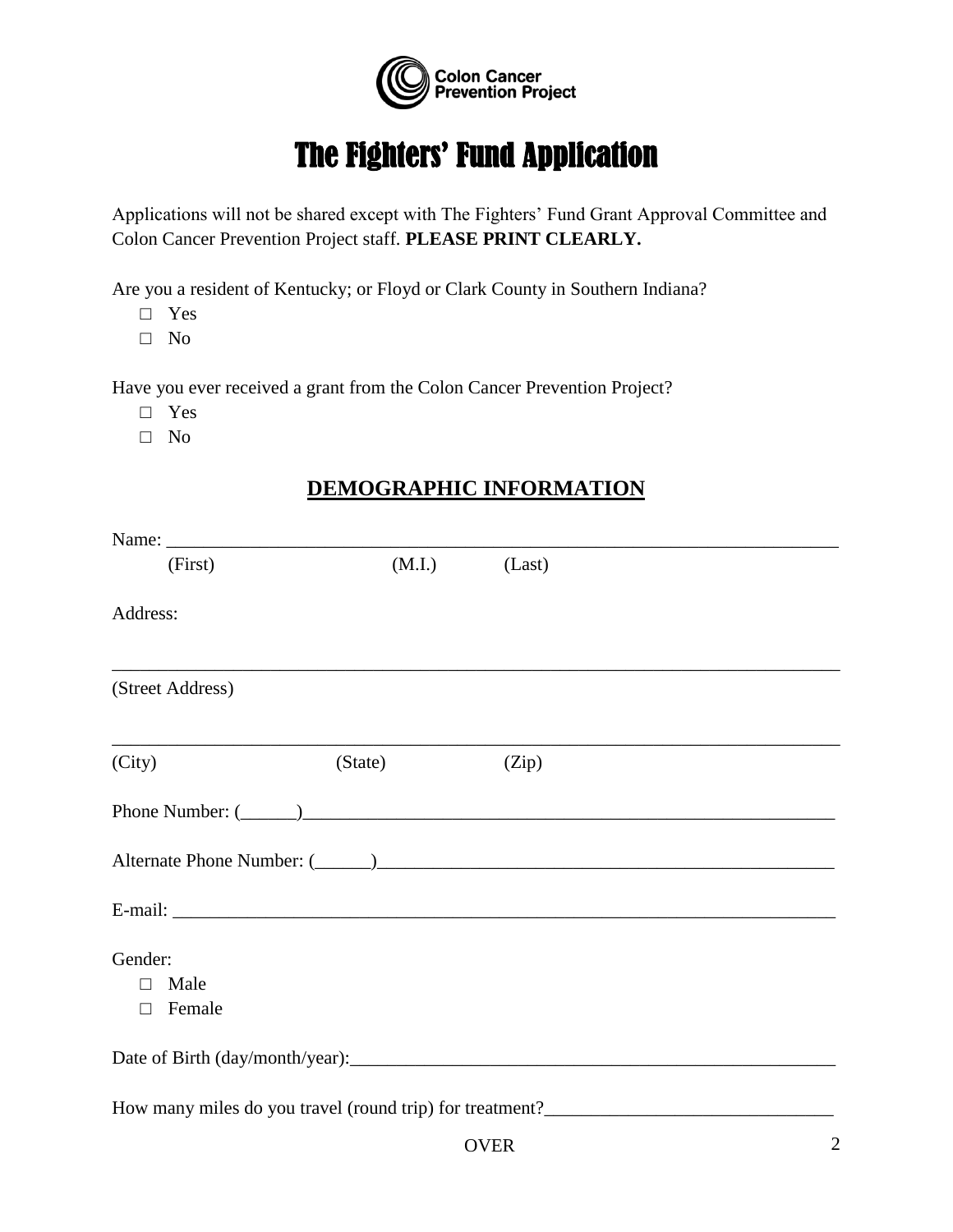Colon Cancer Prevention Project

# The Fighters' Fund Application

Applications will not be shared except with The Fighters' Fund Grant Approval Committee and Colon Cancer Prevention Project staff. **PLEASE PRINT CLEARLY.**

Are you a resident of Kentucky; or Floyd or Clark County in Southern Indiana?

- □ Yes
- □ No

Have you ever received a grant from the Colon Cancer Prevention Project?

- □ Yes
- □ No

## DEMOGRAPHIC INFORMATION

Name: ___________________________________________________________________________

(First) (M.I.) (Last)

Address:

_______________________________________________________________________________

(Street Address)

_______________________________________________________________________________

(City) (State) (Zip)

Phone Number: (______)_____________________________________________________________

Alternate Phone Number: (______)___________________________________________________

E-mail: ________________________________________________________________________

Gender:

- □ Male
- □ Female

Date of Birth (day/month/year):_____________________________________________________

How many miles do you travel (round trip) for treatment?______________________________

OVER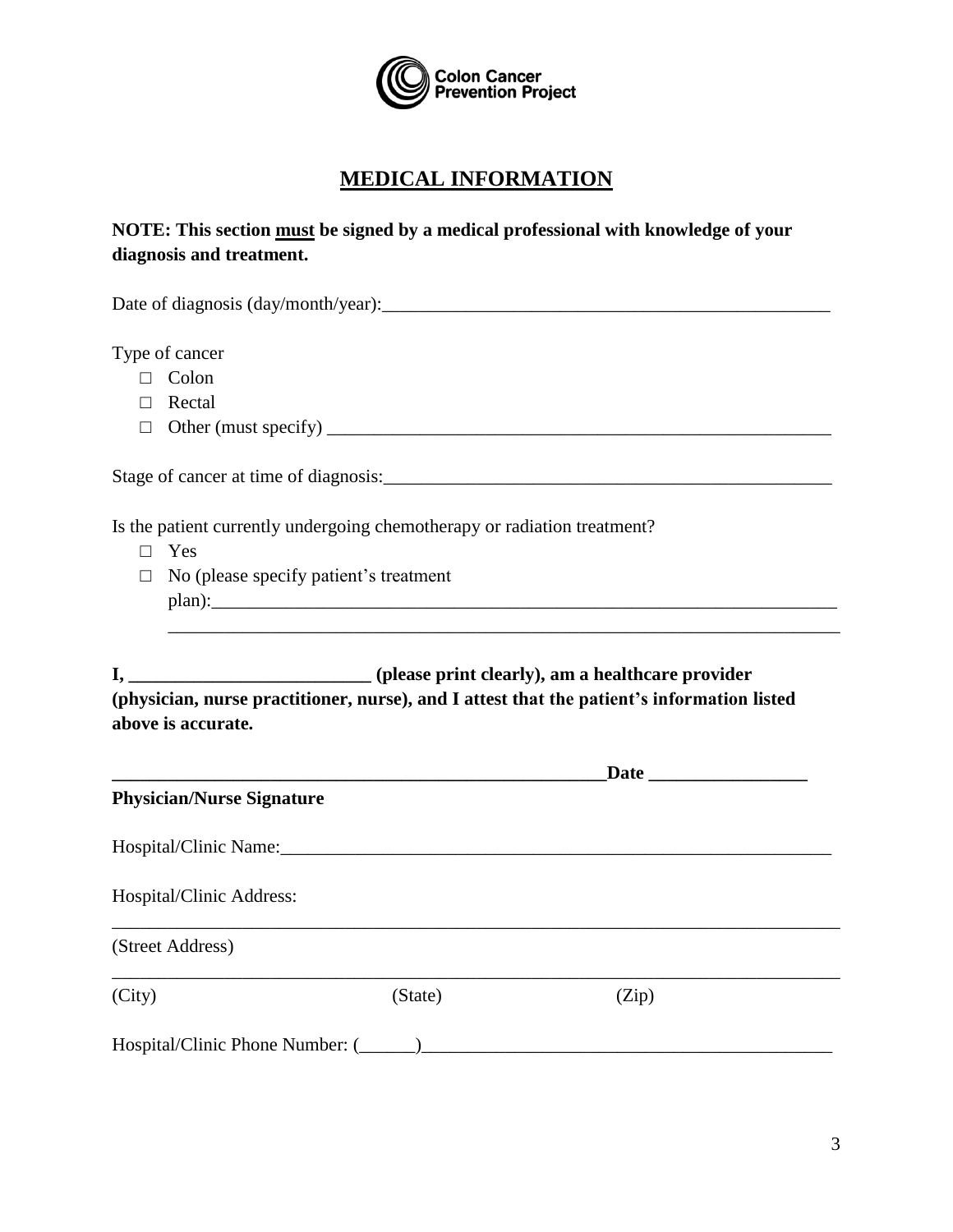Colon Cancer Prevention Project

## MEDICAL INFORMATION

**NOTE: This section must be signed by a medical professional with knowledge of your diagnosis and treatment.**

Date of diagnosis (day/month/year):___________________________________________________

Type of cancer

- □ Colon
- □ Rectal
- □ Other (must specify) _______________________________________________________

Stage of cancer at time of diagnosis:___________________________________________________

Is the patient currently undergoing chemotherapy or radiation treatment?

- □ Yes
- □ No (please specify patient's treatment plan):_____________________________________________________________________
  _____________________________________________________________________

**I, __________________________ (please print clearly), am a healthcare provider (physician, nurse practitioner, nurse), and I attest that the patient's information listed above is accurate.**

**_______________________________________________________Date _________________**

**Physician/Nurse Signature**

Hospital/Clinic Name:___________________________________________________________

Hospital/Clinic Address:

_____________________________________________________________________________

(Street Address)

_____________________________________________________________________________

(City) (State) (Zip)

Hospital/Clinic Phone Number: (______)____________________________________________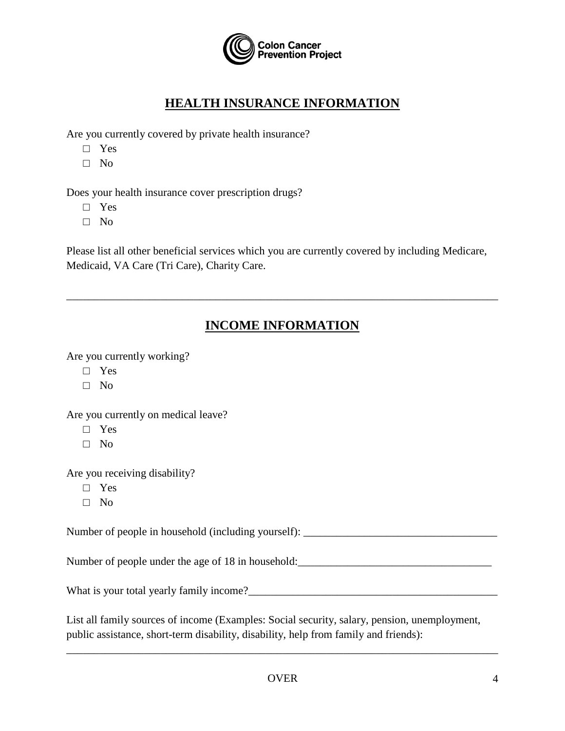Colon Cancer Prevention Project

## HEALTH INSURANCE INFORMATION

Are you currently covered by private health insurance?

- □ Yes
- □ No

Does your health insurance cover prescription drugs?

- □ Yes
- □ No

Please list all other beneficial services which you are currently covered by including Medicare, Medicaid, VA Care (Tri Care), Charity Care.

_______________________________________________________________________________

## INCOME INFORMATION

Are you currently working?

- □ Yes
- □ No

Are you currently on medical leave?

- □ Yes
- □ No

Are you receiving disability?

- □ Yes
- □ No

Number of people in household (including yourself): ___________________________________

Number of people under the age of 18 in household:___________________________________

What is your total yearly family income?_______________________________________________

List all family sources of income (Examples: Social security, salary, pension, unemployment, public assistance, short-term disability, disability, help from family and friends):

_______________________________________________________________________________

OVER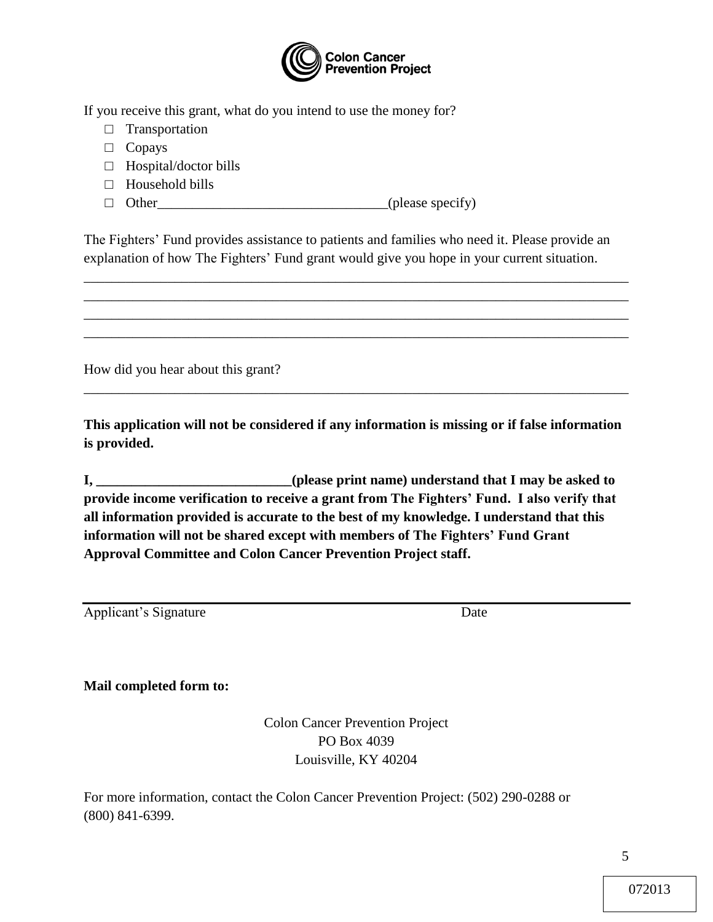If you receive this grant, what do you intend to use the money for?

- □ Transportation
- □ Copays
- □ Hospital/doctor bills
- □ Household bills
- □ Other_________________________________(please specify)

The Fighters' Fund provides assistance to patients and families who need it. Please provide an explanation of how The Fighters' Fund grant would give you hope in your current situation.

_______________________________________________________________________________
_______________________________________________________________________________
_______________________________________________________________________________
_______________________________________________________________________________

How did you hear about this grant?

_______________________________________________________________________________

**This application will not be considered if any information is missing or if false information is provided.**

**I, ____________________________(please print name) understand that I may be asked to provide income verification to receive a grant from The Fighters' Fund. I also verify that all information provided is accurate to the best of my knowledge. I understand that this information will not be shared except with members of The Fighters' Fund Grant Approval Committee and Colon Cancer Prevention Project staff.**

_______________________________________________________________________________
Applicant's Signature Date

**Mail completed form to:**

Colon Cancer Prevention Project
PO Box 4039
Louisville, KY 40204

For more information, contact the Colon Cancer Prevention Project: (502) 290-0288 or (800) 841-6399.

072013